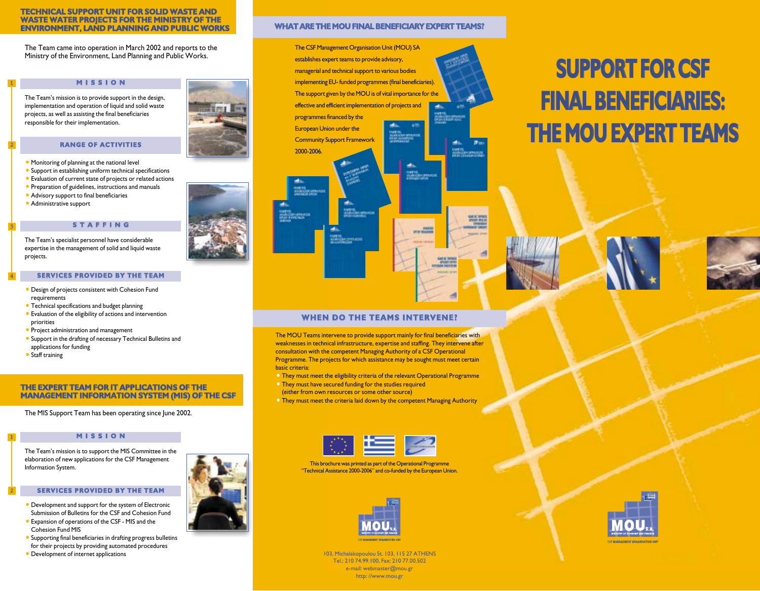# TECHNICAL SUPPORT UNIT FOR SOLID WASTE AND WASTE WATER PROJECTS FOR THE MINISTRY OF THE ENVIRONMENT, LAND PLANNING AND PUBLIC WORKS

The Team came into operation in March 2002 and reports to the Ministry of the Environment, Land Planning and Public Works.

## 1 MISSION

The Team's mission is to provide support in the design, implementation and operation of liquid and solid waste projects, as well as assisting the final beneficiaries responsible for their implementation.

## 2 RANGE OF ACTIVITIES

- Monitoring of planning at the national level
- Support in establishing uniform technical specifications
- Evaluation of current state of projects or related actions
- Preparation of guidelines, instructions and manuals
- Advisory support to final beneficiaries
- Administrative support

## 3 STAFFING

The Team's specialist personnel have considerable expertise in the management of solid and liquid waste projects.

## 4 SERVICES PROVIDED BY THE TEAM

- Design of projects consistent with Cohesion Fund requirements
- Technical specifications and budget planning
- Evaluation of the eligibility of actions and intervention priorities
- Project administration and management
- Support in the drafting of necessary Technical Bulletins and applications for funding
- Staff training

# THE EXPERT TEAM FOR IT APPLICATIONS OF THE MANAGEMENT INFORMATION SYSTEM (MIS) OF THE CSF

The MIS Support Team has been operating since June 2002.

## 1 MISSION

The Team's mission is to support the MIS Committee in the elaboration of new applications for the CSF Management Information System.

## 2 SERVICES PROVIDED BY THE TEAM

- Development and support for the system of Electronic Submission of Bulletins for the CSF and Cohesion Fund
- Expansion of operations of the CSF - MIS and the Cohesion Fund MIS
- Supporting final beneficiaries in drafting progress bulletins for their projects by providing automated procedures
- Development of internet applications

# WHAT ARE THE MOU FINAL BENEFICIARY EXPERT TEAMS?

The CSF Management Organisation Unit (MOU) SA establishes expert teams to provide advisory, managerial and technical support to various bodies implementing EU- funded programmes (final beneficiaries). The support given by the MOU is of vital importance for the effective and efficient implementation of projects and programmes financed by the European Union under the Community Support Framework 2000-2006.

# WHEN DO THE TEAMS INTERVENE?

The MOU Teams intervene to provide support mainly for final beneficiaries with weaknesses in technical infrastructure, expertise and staffing. They intervene after consultation with the competent Managing Authority of a CSF Operational Programme. The projects for which assistance may be sought must meet certain basic criteria:

- They must meet the eligibility criteria of the relevant Operational Programme
- They must have secured funding for the studies required (either from own resources or some other source)
- They must meet the criteria laid down by the competent Managing Authority

This brochure was printed as part of the Operational Programme "Technical Assistance 2000-2006" and co-funded by the European Union.

MOU S.A.
MINISTRY OF ECONOMY AND FINANCE
CSF MANAGEMENT ORGANISATION UNIT

103, Michalakopoulou St. 103, 115 27 ATHENS
Tel.: 210 74.99.100, Fax: 210 77.00.502
e-mail: webmaster@mou.gr
http: //www.mou.gr

# SUPPORT FOR CSF FINAL BENEFICIARIES: THE MOU EXPERT TEAMS

MOU S.A.
MINISTRY OF ECONOMY AND FINANCE
CSF MANAGEMENT ORGANISATION UNIT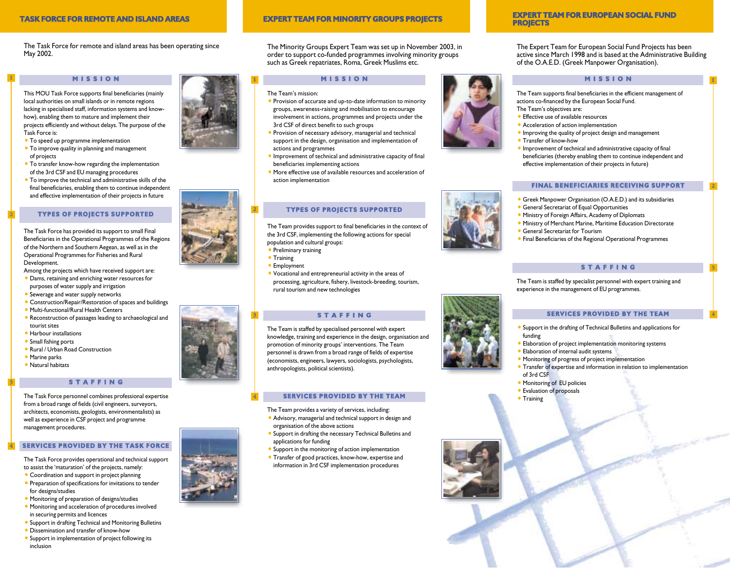# TASK FORCE FOR REMOTE AND ISLAND AREAS

The Task Force for remote and island areas has been operating since May 2002.

## 1 MISSION

This MOU Task Force supports final beneficiaries (mainly local authorities on small islands or in remote regions lacking in specialised staff, information systems and know-how), enabling them to mature and implement their projects efficiently and without delays. The purpose of the Task Force is:

- To speed up programme implementation
- To improve quality in planning and management of projects
- To transfer know-how regarding the implementation of the 3rd CSF and EU managing procedures
- To improve the technical and administrative skills of the final beneficiaries, enabling them to continue independent and effective implementation of their projects in future

## 2 TYPES OF PROJECTS SUPPORTED

The Task Force has provided its support to small Final Beneficiaries in the Operational Programmes of the Regions of the Northern and Southern Aegean, as well as in the Operational Programmes for Fisheries and Rural Development.

Among the projects which have received support are:

- Dams, retaining and enriching water resources for purposes of water supply and irrigation
- Sewerage and water supply networks
- Construction/Repair/Restoration of spaces and buildings
- Multi-functional/Rural Health Centers
- Reconstruction of passages leading to archaeological and tourist sites
- Harbour installations
- Small fishing ports
- Rural / Urban Road Construction
- Marine parks
- Natural habitats

## 3 STAFFING

The Task Force personnel combines professional expertise from a broad range of fields (civil engineers, surveyors, architects, economists, geologists, environmentalists) as well as experience in CSF project and programme management procedures.

## 4 SERVICES PROVIDED BY THE TASK FORCE

The Task Force provides operational and technical support to assist the 'maturation' of the projects, namely:

- Coordination and support in project planning
- Preparation of specifications for invitations to tender for designs/studies
- Monitoring of preparation of designs/studies
- Monitoring and acceleration of procedures involved in securing permits and licences
- Support in drafting Technical and Monitoring Bulletins
- Dissemination and transfer of know-how
- Support in implementation of project following its inclusion

# EXPERT TEAM FOR MINORITY GROUPS PROJECTS

The Minority Groups Expert Team was set up in November 2003, in order to support co-funded programmes involving minority groups such as Greek repatriates, Roma, Greek Muslims etc.

## 1 MISSION

The Team's mission:

- Provision of accurate and up-to-date information to minority groups, awareness-raising and mobilisation to encourage involvement in actions, programmes and projects under the 3rd CSF of direct benefit to such groups
- Provision of necessary advisory, managerial and technical support in the design, organisation and implementation of actions and programmes
- Improvement of technical and administrative capacity of final beneficiaries implementing actions
- More effective use of available resources and acceleration of action implementation

## 2 TYPES OF PROJECTS SUPPORTED

The Team provides support to final beneficiaries in the context of the 3rd CSF, implementing the following actions for special population and cultural groups:

- Preliminary training
- Training
- Employment
- Vocational and entrepreneurial activity in the areas of processing, agriculture, fishery, livestock-breeding, tourism, rural tourism and new technologies

## 3 STAFFING

The Team is staffed by specialised personnel with expert knowledge, training and experience in the design, organisation and promotion of minority groups' interventions. The Team personnel is drawn from a broad range of fields of expertise (economists, engineers, lawyers, sociologists, psychologists, anthropologists, political scientists).

## 4 SERVICES PROVIDED BY THE TEAM

The Team provides a variety of services, including:

- Advisory, managerial and technical support in design and organisation of the above actions
- Support in drafting the necessary Technical Bulletins and applications for funding
- Support in the monitoring of action implementation
- Transfer of good practices, know-how, expertise and information in 3rd CSF implementation procedures

# EXPERT TEAM FOR EUROPEAN SOCIAL FUND PROJECTS

The Expert Team for European Social Fund Projects has been active since March 1998 and is based at the Administrative Building of the O.A.E.D. (Greek Manpower Organisation).

## 1 MISSION

The Team supports final beneficiaries in the efficient management of actions co-financed by the European Social Fund.

The Team's objectives are:

- Effective use of available resources
- Acceleration of action implementation
- Improving the quality of project design and management
- Transfer of know-how
- Improvement of technical and administrative capacity of final beneficiaries (thereby enabling them to continue independent and effective implementation of their projects in future)

## 2 FINAL BENEFICIARIES RECEIVING SUPPORT

- Greek Manpower Organisation (O.A.E.D.) and its subsidiaries
- General Secretariat of Equal Opportunities
- Ministry of Foreign Affairs, Academy of Diplomats
- Ministry of Merchant Marine, Maritime Education Directorate
- General Secretariat for Tourism
- Final Beneficiaries of the Regional Operational Programmes

## 3 STAFFING

The Team is staffed by specialist personnel with expert training and experience in the management of EU programmes.

## 4 SERVICES PROVIDED BY THE TEAM

- Support in the drafting of Technical Bulletins and applications for funding
- Elaboration of project implementation monitoring systems
- Elaboration of internal audit systems
- Monitoring of progress of project implementation
- Transfer of expertise and information in relation to implementation of 3rd CSF
- Monitoring of EU policies
- Evaluation of proposals
- Training